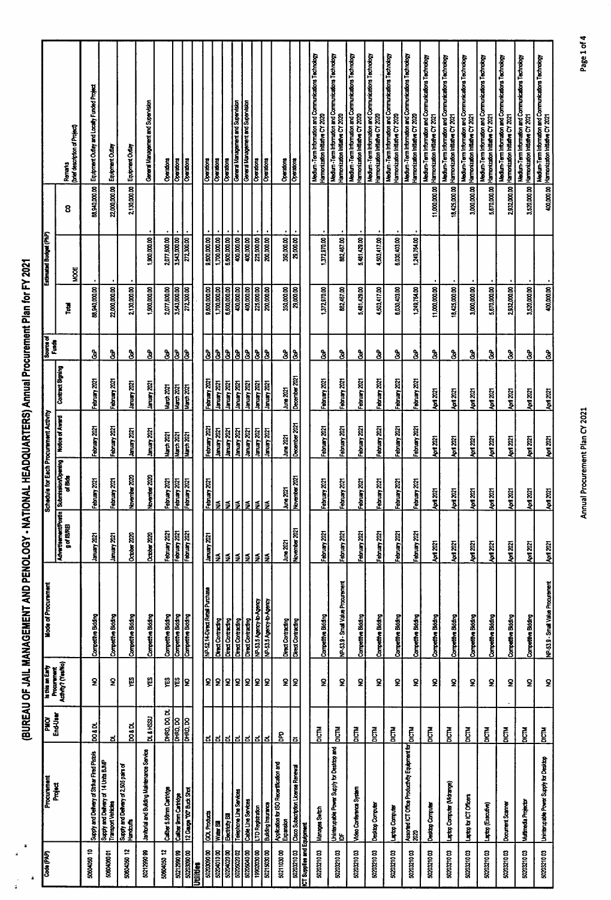# (BUREAU OF JAIL MANAGEMENT AND PENOLOGY - NATIONAL HEADQUARTERS) Annual Procurement Plan for FY 2021

| Code (PAP) | Procurement Project | PMO/ End-User | Is this an Early Procurement Activity? (Yes/No) | Mode of Procurement | Schedule for Each Procurement Activity | | | | Source of Funds | Estimated Budget (PhP) | | | Remarks (brief description of Project) |
|---|---|---|---|---|---|---|---|---|---|---|---|---|---|
| | | | | | Advertisement/Posting of IB/REI | Submission/Opening of Bids | Notice of Award | Contract Signing | | Total | MOOE | CO | |
| 50604050 10 | Supply and Delivery of Striker Fired Pistols | DO & DL | NO | Competitive Bidding | January 2021 | February 2021 | February 2021 | February 2021 | GoP | 88,940,000.00 | - | 88,940,000.00 | Equipment Outlay and Locally Funded Project |
| 50604080 01 | Supply and Delivery of 14 Units BJMP Transport Vehicles | DL | NO | Competitive Bidding | January 2021 | February 2021 | February 2021 | February 2021 | GoP | 22,000,000.00 | - | 22,000,000.00 | Equipment Outlay |
| 50604050 12 | Supply and Delivery of 2,505 pairs of Handcuffs | DO & DL | YES | Competitive Bidding | October 2020 | November 2020 | January 2021 | January 2021 | GoP | 2,130,000.00 | - | 2,130,000.00 | Equipment Outlay |
| 50212990 99 | Janitorial and Building Maintenance Service | DL & HSSU | YES | Competitive Bidding | October 2020 | November 2020 | January 2021 | January 2021 | GoP | 1,900,000.00 | 1,900,000.00 | - | General Management and Supervision |
| 50604050 12 | Caliber 5.56mm Cartridge | DHRD, DO, DL | YES | Competitive Bidding | February 2021 | February 2021 | March 2021 | March 2021 | GoP | 2,077,600.00 | 2,077,600.00 | - | Operations |
| 50212990 99 | Caliber 9mm Cartridge | DHRD, DO | YES | Competitive Bidding | February 2021 | February 2021 | March 2021 | March 2021 | GoP | 3,543,000.00 | 3,543,000.00 | - | Operations |
| 50203990 00 | 12 Gauge "00" Buck Shot | DHRD, DO | NO | Competitive Bidding | February 2021 | February 2021 | March 2021 | March 2021 | GoP | 272,300.00 | 272,300.00 | - | Operations |
| **Utilities** | | | | | | | | | | | | | |
| 50203090 00 | GOL Products | DL | NO | NP-52.14-Direct Retail Purchase | January 2021 | February 2021 | February 2021 | February 2021 | GoP | 9,800,000.00 | 9,800,000.00 | - | Operations |
| 50204010 00 | Water Bill | DL | NO | Direct Contracting | N/A | N/A | January 2021 | January 2021 | GoP | 1,700,000.00 | 1,700,000.00 | - | Operations |
| 50204020 00 | Electricity Bill | DL | NO | Direct Contracting | N/A | N/A | January 2021 | January 2021 | GoP | 6,800,000.00 | 6,800,000.00 | - | Operations |
| 50205020 02 | Telephone Line Services | DL | NO | Direct Contracting | N/A | N/A | January 2021 | January 2021 | GoP | 400,000.00 | 400,000.00 | - | General Management and Supervision |
| 50205040 00 | Cable Line Services | DL | NO | Direct Contracting | N/A | N/A | January 2021 | January 2021 | GoP | 400,000.00 | 400,000.00 | - | General Management and Supervision |
| 19902030 00 | LTO Registration | DL | NO | NP-53.5 Agency-to-Agency | N/A | N/A | January 2021 | January 2021 | GoP | 225,000.00 | 225,000.00 | - | Operations |
| 50215030 00 | Building Insurance | DL | NO | NP-53.5 Agency-to-Agency | N/A | N/A | January 2021 | January 2021 | GoP | 200,000.00 | 200,000.00 | - | Operations |
| 50211030 00 | Application for ISO Recertification and Expansion | DPD | NO | Direct Contracting | June 2021 | June 2021 | June 2021 | June 2021 | GoP | 350,000.00 | 350,000.00 | - | Operations |
| 50203210 03 | Cisco Subscription License Renewal | DI | NO | Direct Contracting | November 2021 | November 2021 | December 2021 | December 2021 | GoP | 29,000.00 | 29,000.00 | - | Operations |
| **ICT Supplies and Equipment** | | | | | | | | | | | | | |
| 50203210 03 | Managed Switch | DICTM | NO | Competitive Bidding | February 2021 | February 2021 | February 2021 | February 2021 | GoP | 1,372,670.00 | 1,372,670.00 | - | Medium-Term Information and Communications Technology Harmonization Initiative CY 2020 |
| 50203210 03 | Uninterruptable Power Supply for Desktop and IDF | DICTM | NO | NP-53.9 - Small Value Procurement | February 2021 | February 2021 | February 2021 | February 2021 | GoP | 682,467.00 | 682,467.00 | - | Medium-Term Information and Communications Technology Harmonization Initiative CY 2020 |
| 50203210 03 | Video Conference System | DICTM | NO | Competitive Bidding | February 2021 | February 2021 | February 2021 | February 2021 | GoP | 5,481,429.00 | 5,481,429.00 | - | Medium-Term Information and Communications Technology Harmonization Initiative CY 2020 |
| 50203210 03 | Desktop Computer | DICTM | NO | Competitive Bidding | February 2021 | February 2021 | February 2021 | February 2021 | GoP | 4,503,417.00 | 4,503,417.00 | - | Medium-Term Information and Communications Technology Harmonization Initiative CY 2020 |
| 50203210 03 | Laptop Computer | DICTM | NO | Competitive Bidding | February 2021 | February 2021 | February 2021 | February 2021 | GoP | 6,030,403.00 | 6,030,403.00 | - | Medium-Term Information and Communications Technology Harmonization Initiative CY 2020 |
| 50203210 03 | Assorted ICT Office Productivity Equipment for 2020 | DICTM | NO | Competitive Bidding | February 2021 | February 2021 | February 2021 | February 2021 | GoP | 1,249,754.00 | 1,249,754.00 | - | Medium-Term Information and Communications Technology Harmonization Initiative CY 2020 |
| 50203210 03 | Desktop Computer | DICTM | NO | Competitive Bidding | April 2021 | April 2021 | April 2021 | April 2021 | GoP | 11,000,000.00 | - | 11,000,000.00 | Medium-Term Information and Communications Technology Harmonization Initiative CY 2021 |
| 50203210 03 | Laptop Computer (Midrange) | DICTM | NO | Competitive Bidding | April 2021 | April 2021 | April 2021 | April 2021 | GoP | 18,425,000.00 | - | 18,425,000.00 | Medium-Term Information and Communications Technology Harmonization Initiative CY 2021 |
| 50203210 03 | Laptop for ICT Officers | DICTM | NO | Competitive Bidding | April 2021 | April 2021 | April 2021 | April 2021 | GoP | 3,000,000.00 | - | 3,000,000.00 | Medium-Term Information and Communications Technology Harmonization Initiative CY 2021 |
| 50203210 03 | Laptop (Executive) | DICTM | NO | Competitive Bidding | April 2021 | April 2021 | April 2021 | April 2021 | GoP | 5,670,000.00 | - | 5,670,000.00 | Medium-Term Information and Communications Technology Harmonization Initiative CY 2021 |
| 50203210 03 | Document Scanner | DICTM | NO | Competitive Bidding | April 2021 | April 2021 | April 2021 | April 2021 | GoP | 2,532,000.00 | - | 2,532,000.00 | Medium-Term Information and Communications Technology Harmonization Initiative CY 2021 |
| 50203210 03 | Multimedia Projector | DICTM | NO | Competitive Bidding | April 2021 | April 2021 | April 2021 | April 2021 | GoP | 3,520,000.00 | - | 3,520,000.00 | Medium-Term Information and Communications Technology Harmonization Initiative CY 2021 |
| 50203210 03 | Uninterruptable Power Supply for Desktop | DICTM | NO | NP-53.9 - Small Value Procurement | April 2021 | April 2021 | April 2021 | April 2021 | GoP | 400,000.00 | - | 400,000.00 | Medium-Term Information and Communications Technology Harmonization Initiative CY 2021 |

Annual Procurement Plan CY 2021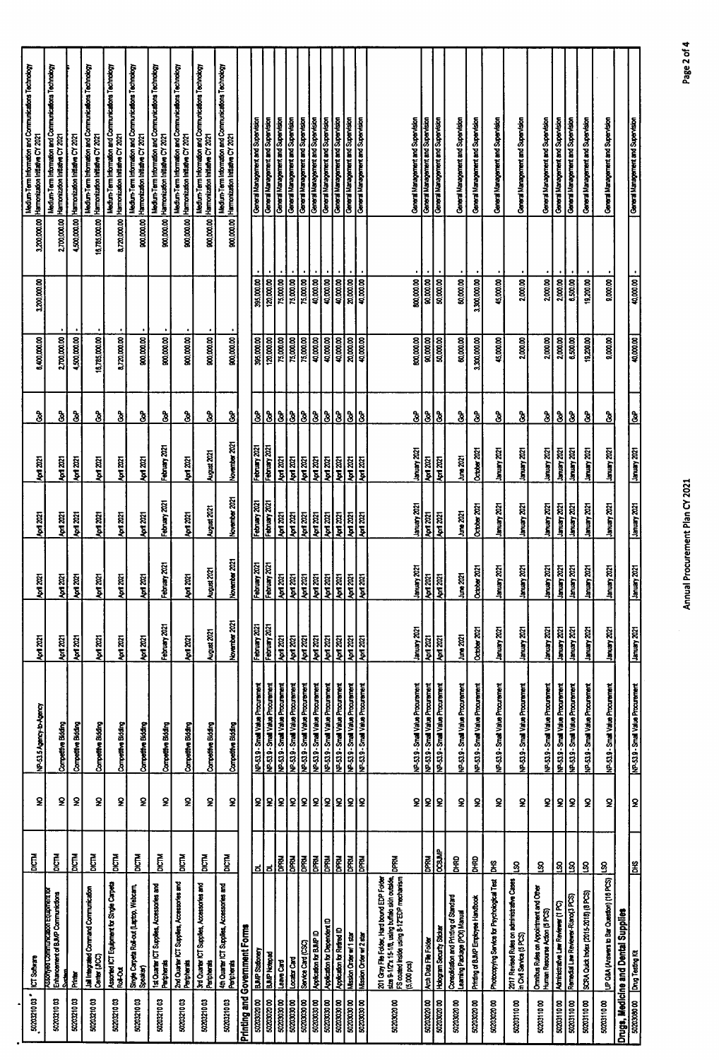| | | | | | | | | | | | | | |
|---|---|---|---|---|---|---|---|---|---|---|---|---|---|
| 5020321003 | ICT Software | DICTM | NO | NP-53.5 Agency-to-Agency | April 2021 | April 2021 | April 2021 | April 2021 | GoP | 6,400,000.00 | 3,200,000.00 | 3,200,000.00 | Medium-Term Information and Communications Technology Harmonization Initiative CY 2021 |
| 5020321003 | Assorted Communication equipment for Enhancement of BJMP Communications System | DICTM | NO | Competitive Bidding | April 2021 | April 2021 | April 2021 | April 2021 | GoP | 2,700,000.00 | - | 2,700,000.00 | Medium-Term Information and Communications Technology Harmonization Initiative CY 2021 |
| 5020321003 | Printer | DICTM | NO | Competitive Bidding | April 2021 | April 2021 | April 2021 | April 2021 | GoP | 4,500,000.00 | - | 4,500,000.00 | Harmonization Initiative CY 2021 |
| 5020321003 | Jail Integrated Command Communication Center (JICC) | DICTM | NO | Competitive Bidding | April 2021 | April 2021 | April 2021 | April 2021 | GoP | 16,785,000.00 | - | 16,785,000.00 | Medium-Term Information and Communications Technology Harmonization Initiative CY 2021 |
| 5020321003 | Assorted ICT Equipment for Single Carpeta Roll-Out | DICTM | NO | Competitive Bidding | April 2021 | April 2021 | April 2021 | April 2021 | GoP | 8,720,000.00 | - | 8,720,000.00 | Medium-Term Information and Communications Technology Harmonization Initiative CY 2021 |
| 5020321003 | Single Carpeta Roll-out (Laptop, Webcam, Speaker) | DICTM | NO | Competitive Bidding | April 2021 | April 2021 | April 2021 | April 2021 | GoP | 900,000.00 | - | 900,000.00 | Medium-Term Information and Communications Technology Harmonization Initiative CY 2021 |
| 5020321003 | 1st Quarter ICT Supplies, Accessories and Peripherals | DICTM | NO | Competitive Bidding | February 2021 | February 2021 | February 2021 | February 2021 | GoP | 900,000.00 | - | 900,000.00 | Medium-Term Information and Communications Technology Harmonization Initiative CY 2021 |
| 5020321003 | 2nd Quarter ICT Supplies, Accessories and Peripherals | DICTM | NO | Competitive Bidding | April 2021 | April 2021 | April 2021 | April 2021 | GoP | 900,000.00 | - | 900,000.00 | Medium-Term Information and Communications Technology Harmonization Initiative CY 2021 |
| 5020321003 | 3rd Quarter ICT Supplies, Accessories and Peripherals | DICTM | NO | Competitive Bidding | August 2021 | August 2021 | August 2021 | August 2021 | GoP | 900,000.00 | - | 900,000.00 | Medium-Term Information and Communications Technology Harmonization Initiative CY 2021 |
| 5020321003 | 4th Quarter ICT Supplies, Accessories and Peripherals | DICTM | NO | Competitive Bidding | November 2021 | November 2021 | November 2021 | November 2021 | GoP | 900,000.00 | - | 900,000.00 | Medium-Term Information and Communications Technology Harmonization Initiative CY 2021 |
| **Printing and Government Forms** | | | | | | | | | | | | | |
| 5020302000 | BJMP Stationery | DL | NO | NP-53.9 - Small Value Procurement | February 2021 | February 2021 | February 2021 | February 2021 | GoP | 395,000.00 | 395,000.00 | - | General Management and Supervision |
| 5020302000 | BJMP Notepad | DL | NO | NP-53.9 - Small Value Procurement | February 2021 | February 2021 | February 2021 | February 2021 | GoP | 120,000.00 | 120,000.00 | - | General Management and Supervision |
| 5020303000 | Leave Card | DPRM | NO | NP-53.9 - Small Value Procurement | April 2021 | April 2021 | April 2021 | April 2021 | GoP | 75,000.00 | 75,000.00 | - | General Management and Supervision |
| 5020303000 | Locator Card | DPRM | NO | NP-53.9 - Small Value Procurement | April 2021 | April 2021 | April 2021 | April 2021 | GoP | 75,000.00 | 75,000.00 | - | General Management and Supervision |
| 5020303000 | Service Card (CSC) | DPRM | NO | NP-53.9 - Small Value Procurement | April 2021 | April 2021 | April 2021 | April 2021 | GoP | 75,000.00 | 75,000.00 | - | General Management and Supervision |
| 5020303000 | Application for BJMP ID | DPRM | NO | NP-53.9 - Small Value Procurement | April 2021 | April 2021 | April 2021 | April 2021 | GoP | 40,000.00 | 40,000.00 | - | General Management and Supervision |
| 5020303000 | Application for Dependent ID | DPRM | NO | NP-53.9 - Small Value Procurement | April 2021 | April 2021 | April 2021 | April 2021 | GoP | 40,000.00 | 40,000.00 | - | General Management and Supervision |
| 5020303000 | Application for Retired ID | DPRM | NO | NP-53.9 - Small Value Procurement | April 2021 | April 2021 | April 2021 | April 2021 | GoP | 40,000.00 | 40,000.00 | - | General Management and Supervision |
| 5020303000 | Mission Order w/ 1 star | DPRM | NO | NP-53.9 - Small Value Procurement | April 2021 | April 2021 | April 2021 | April 2021 | GoP | 20,000.00 | 20,000.00 | - | General Management and Supervision |
| 5020303000 | Mission Order w/ 2 star | DPRM | NO | NP-53.9 - Small Value Procurement | April 2021 | April 2021 | April 2021 | April 2021 | GoP | 40,000.00 | 40,000.00 | - | General Management and Supervision |
| 5020302000 | 201 Gray File Folder, Hard bound EDP Folder size 9-1/2"x 15-1/8, using buffalo skin outside, FS coated inside using 8-1/2"EDP mechanism (5,000 pcs) | DPRM | NO | NP-53.9 - Small Value Procurement | January 2021 | January 2021 | January 2021 | January 2021 | GoP | 800,000.00 | 800,000.00 | - | General Management and Supervision |
| 5020302000 | Arch Data File Folder | DPRM | NO | NP-53.9 - Small Value Procurement | April 2021 | April 2021 | April 2021 | April 2021 | GoP | 90,000.00 | 90,000.00 | - | General Management and Supervision |
| 5020302000 | Hologram Security Sticker | OCBJMP | NO | NP-53.9 - Small Value Procurement | April 2021 | April 2021 | April 2021 | April 2021 | GoP | 50,000.00 | 50,000.00 | - | General Management and Supervision |
| 5020302000 | Consolidation and Printing of Standard Learning Package (POI) Manual | DHRD | NO | NP-53.9 - Small Value Procurement | June 2021 | June 2021 | June 2021 | June 2021 | GoP | 60,000.00 | 60,000.00 | - | General Management and Supervision |
| 5020302000 | Printing of BJMP Employee Handbook | DHRD | NO | NP-53.9 - Small Value Procurement | October 2021 | October 2021 | October 2021 | October 2021 | GoP | 3,300,000.00 | 3,300,000.00 | - | General Management and Supervision |
| 5020302000 | Photocopying Service for Psychological Test | DHS | NO | NP-53.9 - Small Value Procurement | January 2021 | January 2021 | January 2021 | January 2021 | GoP | 45,000.00 | 45,000.00 | - | General Management and Supervision |
| 5020311000 | 2017 Revised Rules on administrative Cases in Civil Service (5 PCS) | LSO | NO | NP-53.9 - Small Value Procurement | January 2021 | January 2021 | January 2021 | January 2021 | GoP | 2,000.00 | 2,000.00 | - | General Management and Supervision |
| 5020311000 | Omnibus Rules on Appointment and Other Human Resource Action (5 PCS) | LSO | NO | NP-53.9 - Small Value Procurement | January 2021 | January 2021 | January 2021 | January 2021 | GoP | 2,000.00 | 2,000.00 | - | General Management and Supervision |
| 5020311000 | Administrative Law Reviewer (1 PC) | LSO | NO | NP-53.9 - Small Value Procurement | January 2021 | January 2021 | January 2021 | January 2021 | GoP | 2,000.00 | 2,000.00 | - | General Management and Supervision |
| 5020311000 | Remedial Law Reviewer-Riano(3 PCS) | LSO | NO | NP-53.9 - Small Value Procurement | January 2021 | January 2021 | January 2021 | January 2021 | GoP | 6,500.00 | 6,500.00 | - | General Management and Supervision |
| 5020311000 | SCRA Quick Index (2015-2018) (8 PCS) | LSO | NO | NP-53.9 - Small Value Procurement | January 2021 | January 2021 | January 2021 | January 2021 | GoP | 19,200.00 | 19,200.00 | - | General Management and Supervision |
| 5020311000 | UP Q&A (Answers to Bar Question) (16 PCS) | LSO | NO | NP-53.9 - Small Value Procurement | January 2021 | January 2021 | January 2021 | January 2021 | GoP | 9,000.00 | 9,000.00 | - | General Management and Supervision |
| **Drugs, Medicine and Dental Supplies** | | | | | | | | | | | | | |
| 5020308000 | Drug Testing Kit | DHS | NO | NP-53.9 - Small Value Procurement | January 2021 | January 2021 | January 2021 | January 2021 | GoP | 40,000.00 | 40,000.00 | - | General Management and Supervision |

Annual Procurement Plan CY 2021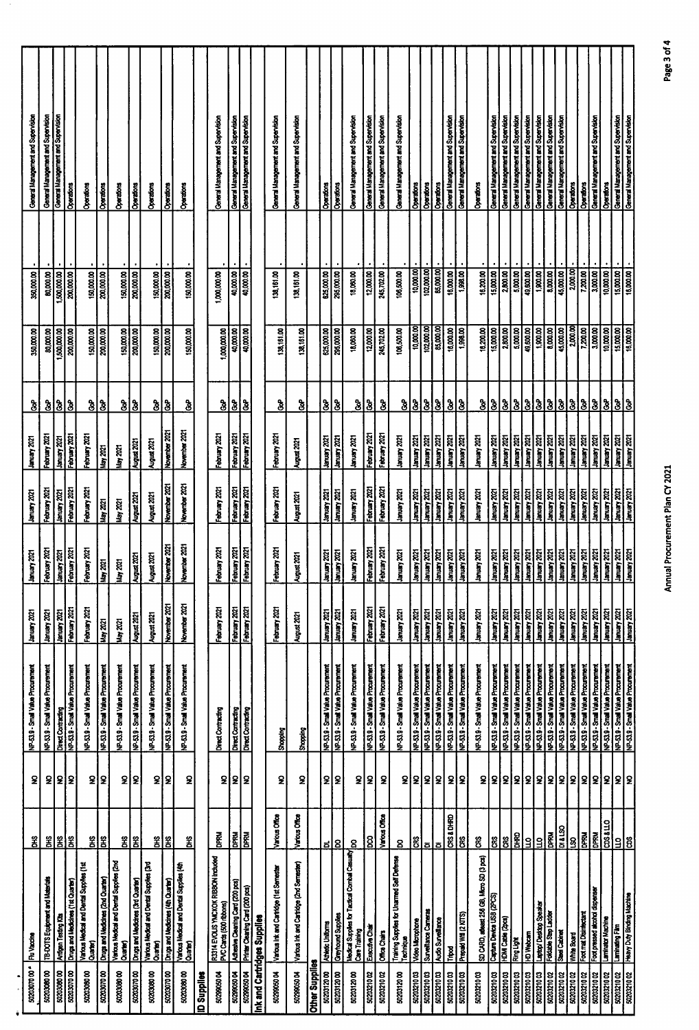| | | | | | | | | | | | | | |
|---|---|---|---|---|---|---|---|---|---|---|---|---|---|
| 50203070 00 * | Flu Vaccine | DHS | NO | NP-53.9 - Small Value Procurement | January 2021 | January 2021 | January 2021 | January 2021 | GoP | 350,000.00 | 350,000.00 | - | General Management and Supervision |
| 50203080 00 | TB-DOTS Equipment and Materials | DHS | NO | NP-53.9 - Small Value Procurement | January 2021 | February 2021 | February 2021 | February 2021 | GoP | 80,000.00 | 80,000.00 | - | General Management and Supervision |
| 50203080 00 | Antigen Testing Kits | DHS | NO | Direct Contracting | January 2021 | January 2021 | January 2021 | January 2021 | GoP | 1,500,000.00 | 1,500,000.00 | - | General Management and Supervision |
| 50203070 00 | Drugs and Medicines (1st Quarter) | DHS | NO | NP-53.9 - Small Value Procurement | February 2021 | February 2021 | February 2021 | February 2021 | GoP | 200,000.00 | 200,000.00 | - | Operations |
| 50203080 00 | Various Medical and Dental Supplies (1st Quarter) | DHS | NO | NP-53.9 - Small Value Procurement | February 2021 | February 2021 | February 2021 | February 2021 | GoP | 150,000.00 | 150,000.00 | - | Operations |
| 50203070 00 | Drugs and Medicines (2nd Quarter) | DHS | NO | NP-53.9 - Small Value Procurement | May 2021 | May 2021 | May 2021 | May 2021 | GoP | 200,000.00 | 200,000.00 | - | Operations |
| 50203080 00 | Various Medical and Dental Supplies (2nd Quarter) | DHS | NO | NP-53.9 - Small Value Procurement | May 2021 | May 2021 | May 2021 | May 2021 | GoP | 150,000.00 | 150,000.00 | - | Operations |
| 50203070 00 | Drugs and Medicines (3rd Quarter) | DHS | NO | NP-53.9 - Small Value Procurement | August 2021 | August 2021 | August 2021 | August 2021 | GoP | 200,000.00 | 200,000.00 | - | Operations |
| 50203080 00 | Various Medical and Dental Supplies (3rd Quarter) | DHS | NO | NP-53.9 - Small Value Procurement | August 2021 | August 2021 | August 2021 | August 2021 | GoP | 150,000.00 | 150,000.00 | - | Operations |
| 50203070 00 | Drugs and Medicines (4th Quarter) | DHS | NO | NP-53.9 - Small Value Procurement | November 2021 | November 2021 | November 2021 | November 2021 | GoP | 200,000.00 | 200,000.00 | - | Operations |
| 50203080 00 | Various Medical and Dental Supplies (4th Quarter) | DHS | NO | NP-53.9 - Small Value Procurement | November 2021 | November 2021 | November 2021 | November 2021 | GoP | 150,000.00 | 150,000.00 | - | Operations |
| **ID Supplies** | | | | | | | | | | | | | |
| 50299050 04 | R3314 EVOLIS YMCKOK RIBBON Included PVC Cards (500 ribbons) | DPRM | NO | Direct Contracting | February 2021 | February 2021 | February 2021 | February 2021 | GoP | 1,000,000.00 | 1,000,000.00 | - | General Management and Supervision |
| 50299050 04 | Adhesive Cleaning Card (200 pcs) | DPRM | NO | Direct Contracting | February 2021 | February 2021 | February 2021 | February 2021 | GoP | 40,000.00 | 40,000.00 | - | General Management and Supervision |
| 50299050 04 | Printer Cleaning Card (200 pcs) | DPRM | NO | Direct Contracting | February 2021 | February 2021 | February 2021 | February 2021 | GoP | 40,000.00 | 40,000.00 | - | General Management and Supervision |
| **Ink and Cartridges Supplies** | | | | | | | | | | | | | |
| 50299050 04 | Various Ink and Cartridge (1st Semester) | Various Office | NO | Shopping | February 2021 | February 2021 | February 2021 | February 2021 | GoP | 138,161.00 | 138,161.00 | - | General Management and Supervision |
| 50299050 04 | Various Ink and Cartridge (2nd Semester) | Various Office | NO | Shopping | August 2021 | August 2021 | August 2021 | August 2021 | GoP | 138,161.00 | 138,161.00 | - | General Management and Supervision |
| **Other Supplies** | | | | | | | | | | | | | |
| 50203120 00 | Athletic Uniforms | DL | NO | NP-53.9 - Small Value Procurement | January 2021 | January 2021 | January 2021 | January 2021 | GoP | 625,000.00 | 625,000.00 | - | Operations |
| 50203120 00 | Greyhound Supplies | DO | NO | NP-53.9 - Small Value Procurement | January 2021 | January 2021 | January 2021 | January 2021 | GoP | 295,000.00 | 295,000.00 | - | Operations |
| 50203120 00 | Medical Supplies for Tactical Combat Casualty Care Training | DO | NO | NP-53.9 - Small Value Procurement | January 2021 | January 2021 | January 2021 | January 2021 | GoP | 18,060.00 | 18,060.00 | - | General Management and Supervision |
| 50203210 02 | Executive Chair | DDO | NO | NP-53.9 - Small Value Procurement | February 2021 | February 2021 | February 2021 | February 2021 | GoP | 12,000.00 | 12,000.00 | - | General Management and Supervision |
| 50203210 02 | Office Chairs | Various Office | NO | NP-53.9 - Small Value Procurement | February 2021 | February 2021 | February 2021 | February 2021 | GoP | 245,702.00 | 245,702.00 | - | General Management and Supervision |
| 50203120 00 | Training Supplies for Unarmed Self Defense Technique | DO | NO | NP-53.9 - Small Value Procurement | January 2021 | January 2021 | January 2021 | January 2021 | GoP | 106,500.00 | 106,500.00 | - | General Management and Supervision |
| 50203210 03 | Video Microphone | CRS | NO | NP-53.9 - Small Value Procurement | January 2021 | January 2021 | January 2021 | January 2021 | GoP | 10,000.00 | 10,000.00 | - | Operations |
| 50203210 03 | Surveillance Cameras | DI | NO | NP-53.9 - Small Value Procurement | January 2021 | January 2021 | January 2021 | January 2021 | GoP | 102,000.00 | 102,000.00 | - | Operations |
| 50203210 03 | Audio Surveillance | DI | NO | NP-53.9 - Small Value Procurement | January 2021 | January 2021 | January 2021 | January 2021 | GoP | 85,000.00 | 85,000.00 | - | Operations |
| 50203210 03 | Tripod | CRS & DHRD | NO | NP-53.9 - Small Value Procurement | January 2021 | January 2021 | January 2021 | January 2021 | GoP | 16,000.00 | 16,000.00 | - | General Management and Supervision |
| 50203210 03 | Prepaid Wifi (2 KITS) | CRS | NO | NP-53.9 - Small Value Procurement | January 2021 | January 2021 | January 2021 | January 2021 | GoP | 1,998.00 | 1,998.00 | - | General Management and Supervision |
| 50203210 03 | SD CARD, atleast 256 GB, Micro SD (3 pcs) | CRS | NO | NP-53.9 - Small Value Procurement | January 2021 | January 2021 | January 2021 | January 2021 | GoP | 16,200.00 | 16,200.00 | - | Operations |
| 50203210 03 | Capture Device USB (2PCS) | CRS | NO | NP-53.9 - Small Value Procurement | January 2021 | January 2021 | January 2021 | January 2021 | GoP | 15,000.00 | 15,000.00 | - | General Management and Supervision |
| 50203210 03 | HDMI Cable (2pcs) | CRS | NO | NP-53.9 - Small Value Procurement | January 2021 | January 2021 | January 2021 | January 2021 | GoP | 2,800.00 | 2,800.00 | - | General Management and Supervision |
| 50203210 03 | Ring Light | DHRD | NO | NP-53.9 - Small Value Procurement | January 2021 | January 2021 | January 2021 | January 2021 | GoP | 5,000.00 | 5,000.00 | - | General Management and Supervision |
| 50203210 03 | HD Webcam | LO | NO | NP-53.9 - Small Value Procurement | January 2021 | January 2021 | January 2021 | January 2021 | GoP | 49,500.00 | 49,500.00 | - | General Management and Supervision |
| 50203210 03 | Laptop/ Desktop Speaker | LO | NO | NP-53.9 - Small Value Procurement | January 2021 | January 2021 | January 2021 | January 2021 | GoP | 1,900.00 | 1,900.00 | - | General Management and Supervision |
| 50203210 02 | Foldable Step Ladder | DPRM | NO | NP-53.9 - Small Value Procurement | January 2021 | January 2021 | January 2021 | January 2021 | GoP | 8,000.00 | 8,000.00 | - | General Management and Supervision |
| 50203210 02 | Steel Cabinet | DI & LSO | NO | NP-53.9 - Small Value Procurement | January 2021 | January 2021 | January 2021 | January 2021 | GoP | 45,000.00 | 45,000.00 | - | General Management and Supervision |
| 50203210 02 | White Board | LSO | NO | NP-53.9 - Small Value Procurement | January 2021 | January 2021 | January 2021 | January 2021 | GoP | 2,000.00 | 2,000.00 | - | Operations |
| 50203210 02 | Foot mat Disinfectant | DPRM | NO | NP-53.9 - Small Value Procurement | January 2021 | January 2021 | January 2021 | January 2021 | GoP | 7,200.00 | 7,200.00 | - | Operations |
| 50203210 02 | Foot pressed alcohol dispenser | DPRM | NO | NP-53.9 - Small Value Procurement | January 2021 | January 2021 | January 2021 | January 2021 | GoP | 3,000.00 | 3,000.00 | - | General Management and Supervision |
| 50203210 02 | Laminator Machine | CDS & LLO | NO | NP-53.9 - Small Value Procurement | January 2021 | January 2021 | January 2021 | January 2021 | GoP | 10,000.00 | 10,000.00 | - | Operations |
| 50203210 02 | Laminating Film | LO | NO | NP-53.9 - Small Value Procurement | January 2021 | January 2021 | January 2021 | January 2021 | GoP | 15,000.00 | 15,000.00 | - | General Management and Supervision |
| 50203210 02 | Heavy Duty Binding Machine | CDS | NO | NP-53.9 - Small Value Procurement | January 2021 | January 2021 | January 2021 | January 2021 | GoP | 16,000.00 | 16,000.00 | - | General Management and Supervision |

Annual Procurement Plan CY 2021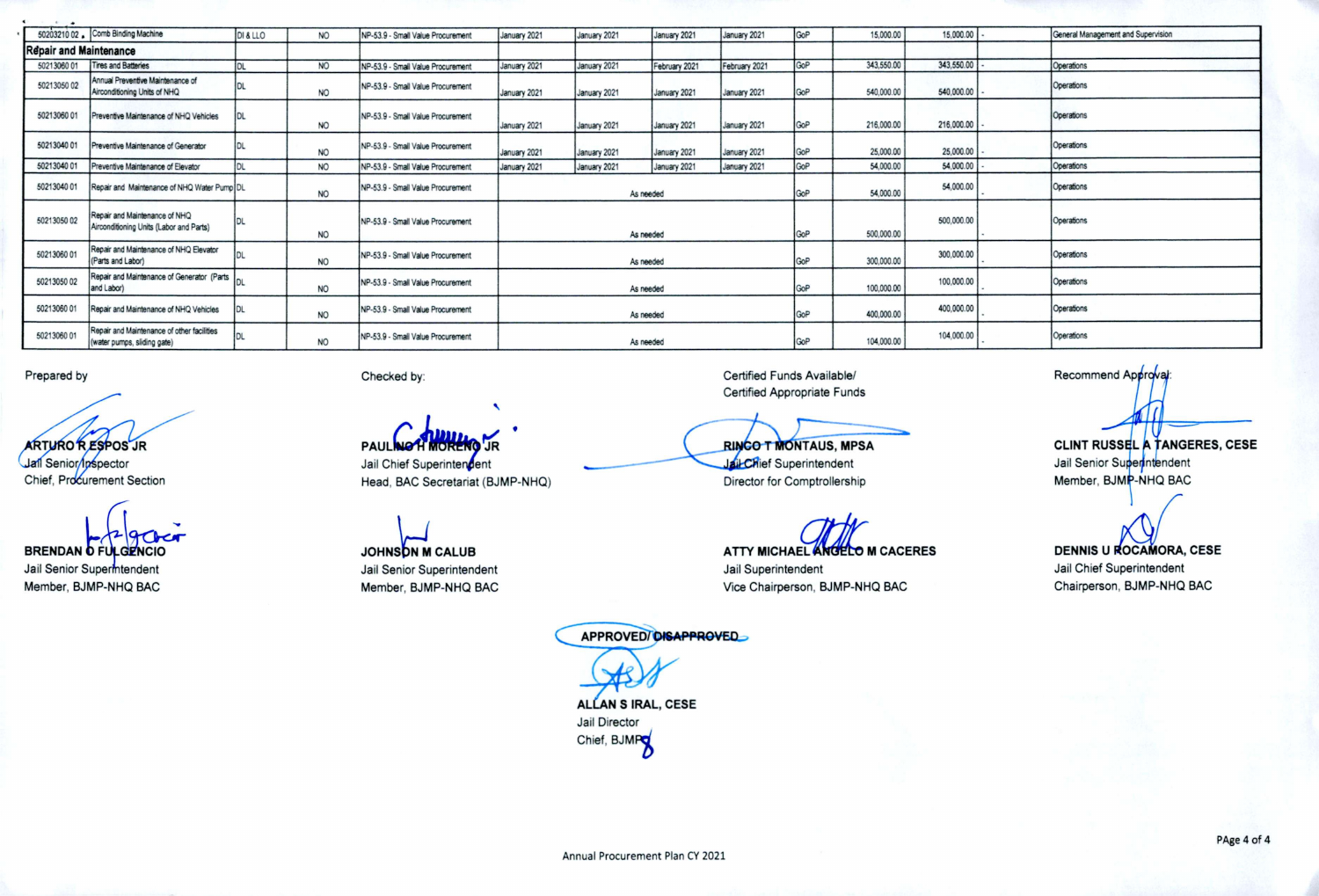| | | | | | | | | | | | | | |
|---|---|---|---|---|---|---|---|---|---|---|---|---|---|
| 50203210 02 | Comb Binding Machine | DI & LLO | NO | NP-53.9 - Small Value Procurement | January 2021 | January 2021 | January 2021 | January 2021 | GoP | 15,000.00 | 15,000.00 | - | General Management and Supervision |
| **Repair and Maintenance** | | | | | | | | | | | | | |
| 50213060 01 | Tires and Batteries | DL | NO | NP-53.9 - Small Value Procurement | January 2021 | January 2021 | February 2021 | February 2021 | GoP | 343,550.00 | 343,550.00 | - | Operations |
| 50213050 02 | Annual Preventive Maintenance of Airconditioning Units of NHQ | DL | NO | NP-53.9 - Small Value Procurement | January 2021 | January 2021 | January 2021 | January 2021 | GoP | 540,000.00 | 540,000.00 | - | Operations |
| 50213060 01 | Preventive Maintenance of NHQ Vehicles | DL | NO | NP-53.9 - Small Value Procurement | January 2021 | January 2021 | January 2021 | January 2021 | GoP | 216,000.00 | 216,000.00 | - | Operations |
| 50213040 01 | Preventive Maintenance of Generator | DL | NO | NP-53.9 - Small Value Procurement | January 2021 | January 2021 | January 2021 | January 2021 | GoP | 25,000.00 | 25,000.00 | - | Operations |
| 50213040 01 | Preventive Maintenance of Elevator | DL | NO | NP-53.9 - Small Value Procurement | January 2021 | January 2021 | January 2021 | January 2021 | GoP | 54,000.00 | 54,000.00 | - | Operations |
| 50213040 01 | Repair and Maintenance of NHQ Water Pump | DL | NO | NP-53.9 - Small Value Procurement | As needed | | | | GoP | 54,000.00 | 54,000.00 | - | Operations |
| 50213050 02 | Repair and Maintenance of NHQ Airconditioning Units (Labor and Parts) | DL | NO | NP-53.9 - Small Value Procurement | As needed | | | | GoP | 500,000.00 | 500,000.00 | - | Operations |
| 50213060 01 | Repair and Maintenance of NHQ Elevator (Parts and Labor) | DL | NO | NP-53.9 - Small Value Procurement | As needed | | | | GoP | 300,000.00 | 300,000.00 | - | Operations |
| 50213050 02 | Repair and Maintenance of Generator (Parts and Labor) | DL | NO | NP-53.9 - Small Value Procurement | As needed | | | | GoP | 100,000.00 | 100,000.00 | - | Operations |
| 50213060 01 | Repair and Maintenance of NHQ Vehicles | DL | NO | NP-53.9 - Small Value Procurement | As needed | | | | GoP | 400,000.00 | 400,000.00 | - | Operations |
| 50213060 01 | Repair and Maintenance of other facilities (water pumps, sliding gate) | DL | NO | NP-53.9 - Small Value Procurement | As needed | | | | GoP | 104,000.00 | 104,000.00 | - | Operations |

Prepared by

**ARTURO R ESPOS JR**
Jail Senior Inspector
Chief, Procurement Section

**BRENDAN O FULGENCIO**
Jail Senior Superintendent
Member, BJMP-NHQ BAC

Checked by:

**PAULINO H MORENO JR**
Jail Chief Superintendent
Head, BAC Secretariat (BJMP-NHQ)

**JOHNSON M CALUB**
Jail Senior Superintendent
Member, BJMP-NHQ BAC

Certified Funds Available/
Certified Appropriate Funds

**RINCO T MONTAUS, MPSA**
Jail Chief Superintendent
Director for Comptrollership

**ATTY MICHAEL ANGELO M CACERES**
Jail Superintendent
Vice Chairperson, BJMP-NHQ BAC

Recommend Approval:

**CLINT RUSSEL A TANGERES, CESE**
Jail Senior Superintendent
Member, BJMP-NHQ BAC

**DENNIS U ROCAMORA, CESE**
Jail Chief Superintendent
Chairperson, BJMP-NHQ BAC

APPROVED/ ~~DISAPPROVED~~

**ALLAN S IRAL, CESE**
Jail Director
Chief, BJMP

Annual Procurement Plan CY 2021